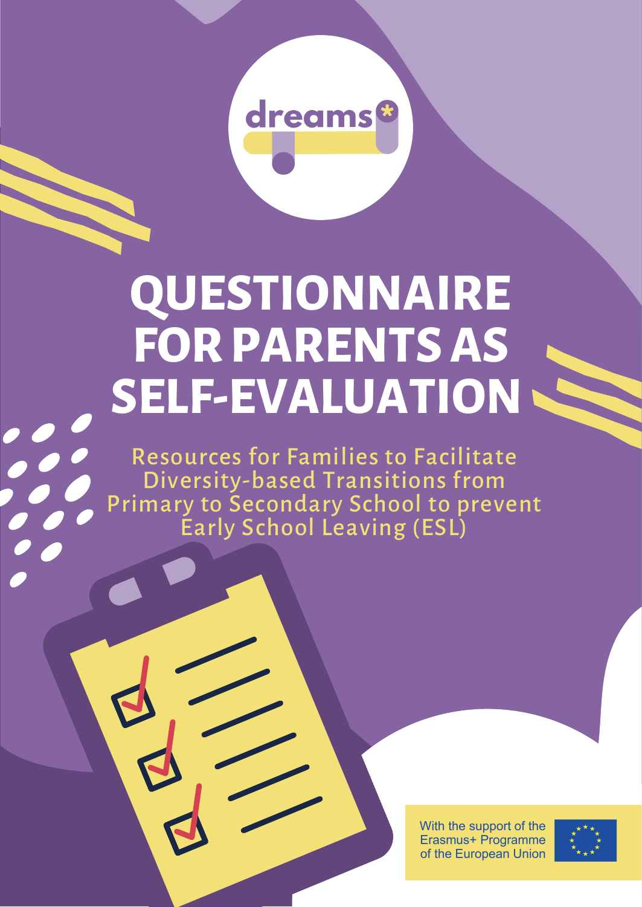dreams*

# QUESTIONNAIRE FOR PARENTS AS SELF-EVALUATION

Resources for Families to Facilitate Diversity-based Transitions from Primary to Secondary School to prevent Early School Leaving (ESL)

With the support of the Erasmus+ Programme of the European Union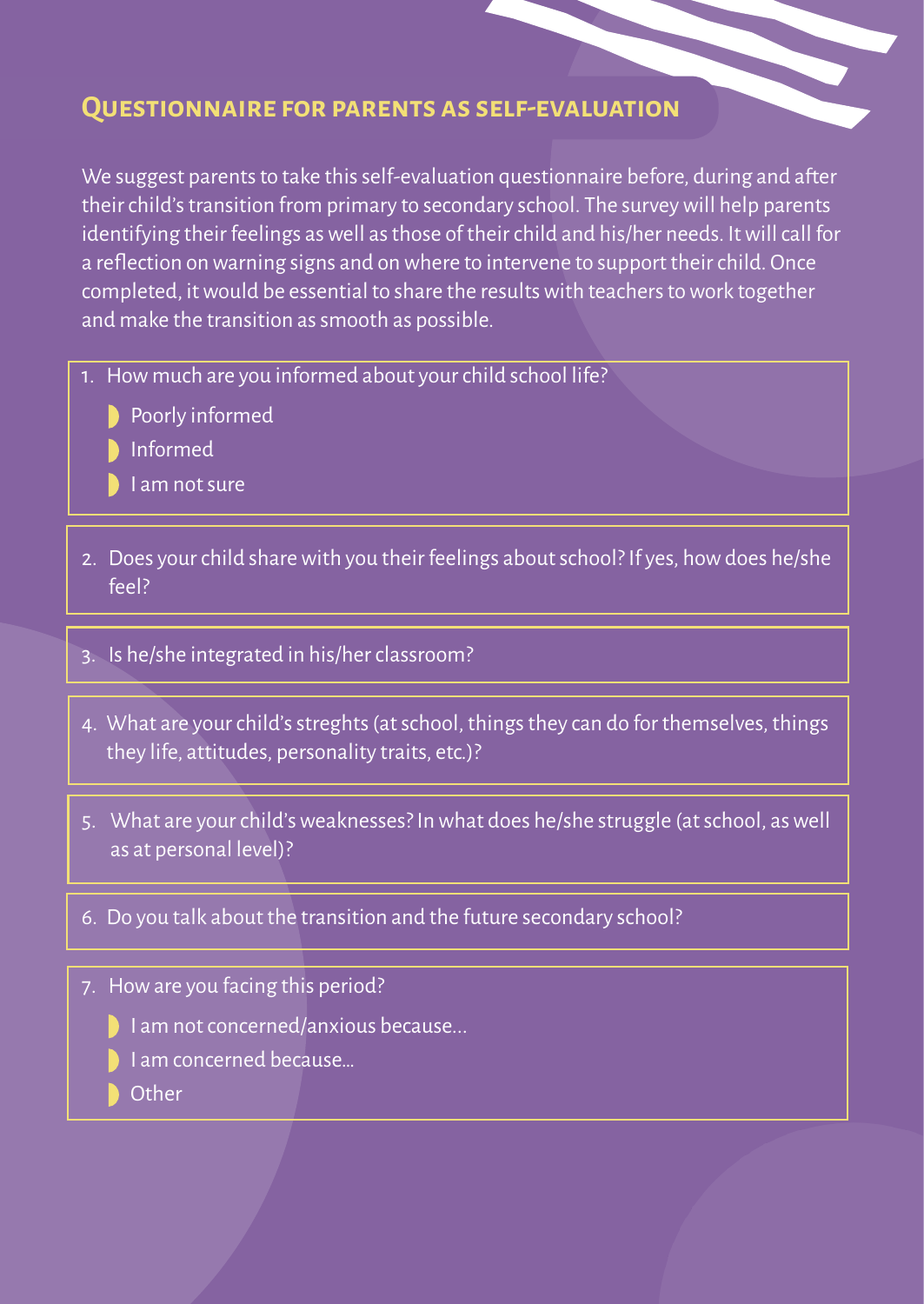## Questionnaire for parents as self-evaluation

We suggest parents to take this self-evaluation questionnaire before, during and after their child's transition from primary to secondary school. The survey will help parents identifying their feelings as well as those of their child and his/her needs. It will call for a reflection on warning signs and on where to intervene to support their child. Once completed, it would be essential to share the results with teachers to work together and make the transition as smooth as possible.

1. How much are you informed about your child school life?
   - Poorly informed
   - Informed
   - I am not sure

2. Does your child share with you their feelings about school? If yes, how does he/she feel?

3. Is he/she integrated in his/her classroom?

4. What are your child's streghts (at school, things they can do for themselves, things they life, attitudes, personality traits, etc.)?

5. What are your child's weaknesses? In what does he/she struggle (at school, as well as at personal level)?

6. Do you talk about the transition and the future secondary school?

7. How are you facing this period?
   - I am not concerned/anxious because...
   - I am concerned because...
   - Other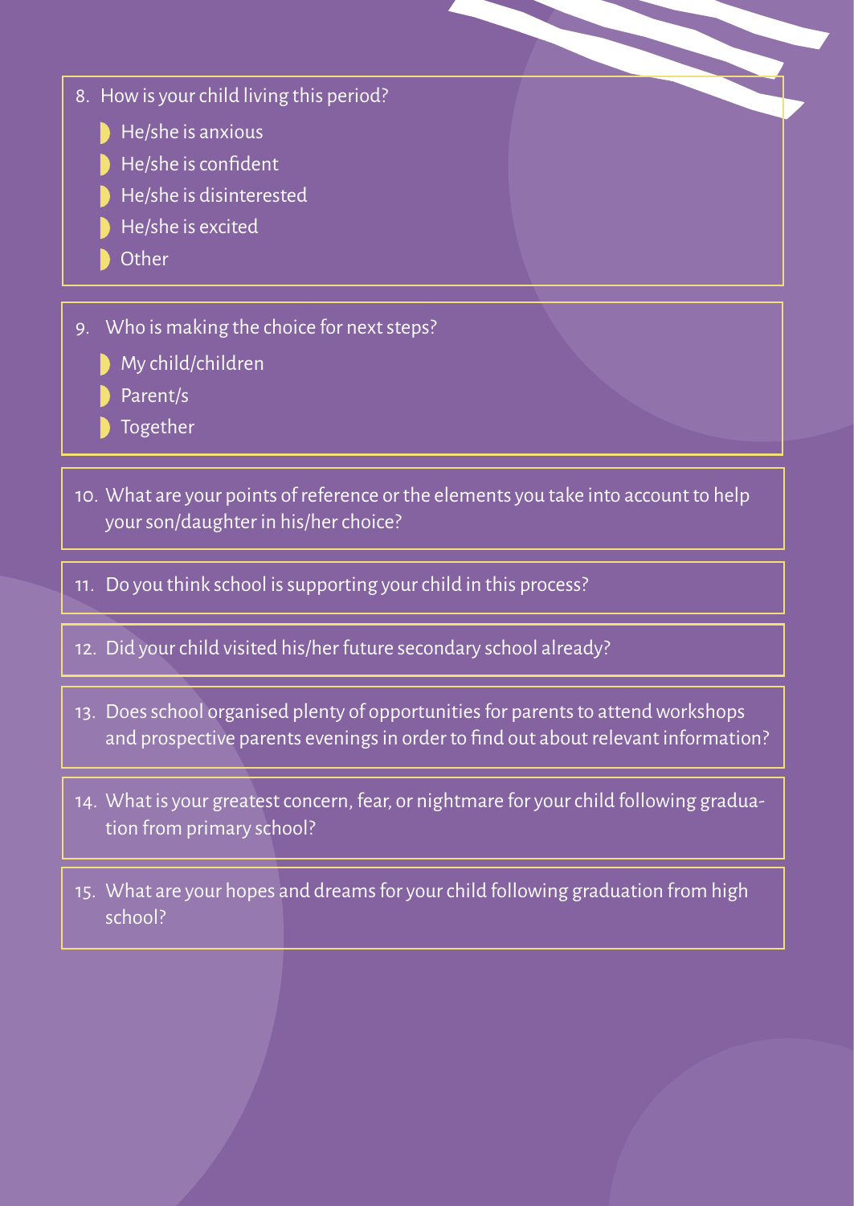8. How is your child living this period?
    - He/she is anxious
    - He/she is confident
    - He/she is disinterested
    - He/she is excited
    - Other

9. Who is making the choice for next steps?
    - My child/children
    - Parent/s
    - Together

10. What are your points of reference or the elements you take into account to help your son/daughter in his/her choice?

11. Do you think school is supporting your child in this process?

12. Did your child visited his/her future secondary school already?

13. Does school organised plenty of opportunities for parents to attend workshops and prospective parents evenings in order to find out about relevant information?

14. What is your greatest concern, fear, or nightmare for your child following graduation from primary school?

15. What are your hopes and dreams for your child following graduation from high school?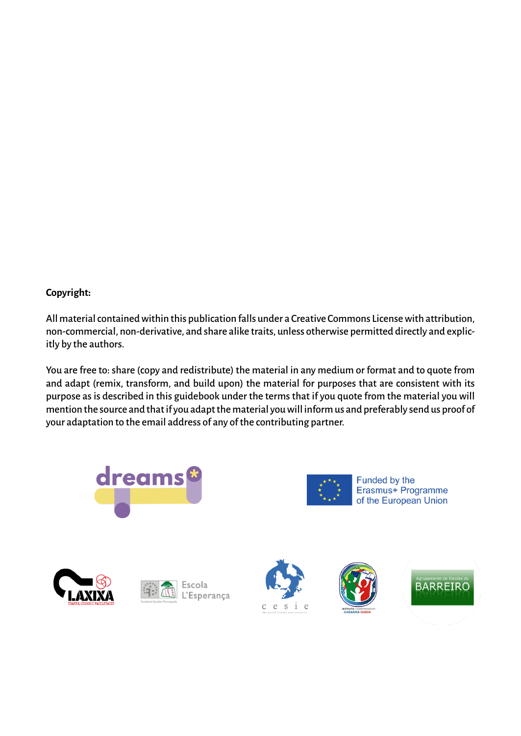**Copyright:**

All material contained within this publication falls under a Creative Commons License with attribution, non-commercial, non-derivative, and share alike traits, unless otherwise permitted directly and explicitly by the authors.

You are free to: share (copy and redistribute) the material in any medium or format and to quote from and adapt (remix, transform, and build upon) the material for purposes that are consistent with its purpose as is described in this guidebook under the terms that if you quote from the material you will mention the source and that if you adapt the material you will inform us and preferably send us proof of your adaptation to the email address of any of the contributing partner.

dreams

Funded by the Erasmus+ Programme of the European Union

LAXIXA TEATRE, COSSOS I FACILITACIÓ

Escola L'Esperança

cesie

ISTITUTO COMPRENSIVO CASSARÀ-GUIDA

Agrupamento de Escolas do BARREIRO